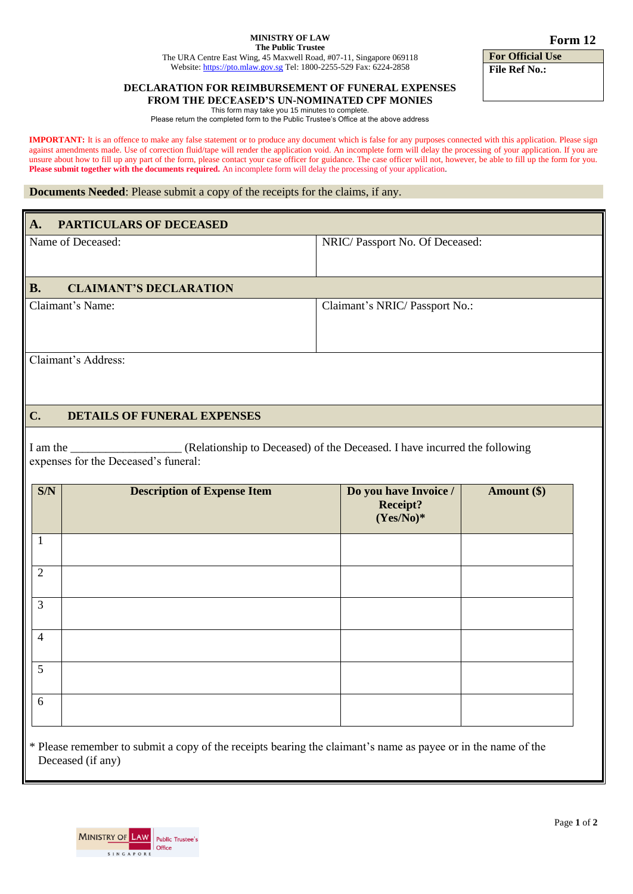**MINISTRY OF LAW**
**The Public Trustee**
The URA Centre East Wing, 45 Maxwell Road, #07-11, Singapore 069118
Website: https://pto.mlaw.gov.sg Tel: 1800-2255-529 Fax: 6224-2858

**Form 12**

| For Official Use |
|---|
| **File Ref No.:** |

# DECLARATION FOR REIMBURSEMENT OF FUNERAL EXPENSES FROM THE DECEASED'S UN-NOMINATED CPF MONIES

This form may take you 15 minutes to complete.
Please return the completed form to the Public Trustee's Office at the above address

**IMPORTANT:** It is an offence to make any false statement or to produce any document which is false for any purposes connected with this application. Please sign against amendments made. Use of correction fluid/tape will render the application void. An incomplete form will delay the processing of your application. If you are unsure about how to fill up any part of the form, please contact your case officer for guidance. The case officer will not, however, be able to fill up the form for you. **Please submit together with the documents required.** An incomplete form will delay the processing of your application.

**Documents Needed**: Please submit a copy of the receipts for the claims, if any.

## A. PARTICULARS OF DECEASED

| Name of Deceased: | NRIC/ Passport No. Of Deceased: |
|---|---|
| | |

## B. CLAIMANT'S DECLARATION

| Claimant's Name: | Claimant's NRIC/ Passport No.: |
|---|---|
| | |

Claimant's Address:

## C. DETAILS OF FUNERAL EXPENSES

I am the ___________________ (Relationship to Deceased) of the Deceased. I have incurred the following expenses for the Deceased's funeral:

| S/N | Description of Expense Item | Do you have Invoice / Receipt? (Yes/No)* | Amount ($) |
|---|---|---|---|
| 1 | | | |
| 2 | | | |
| 3 | | | |
| 4 | | | |
| 5 | | | |
| 6 | | | |

* Please remember to submit a copy of the receipts bearing the claimant's name as payee or in the name of the Deceased (if any)

MINISTRY OF LAW SINGAPORE | Public Trustee's Office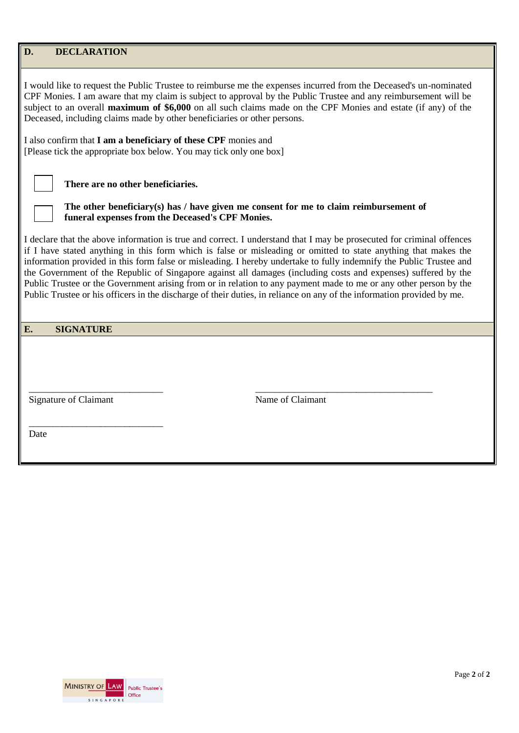## D. DECLARATION

I would like to request the Public Trustee to reimburse me the expenses incurred from the Deceased's un-nominated CPF Monies. I am aware that my claim is subject to approval by the Public Trustee and any reimbursement will be subject to an overall **maximum of $6,000** on all such claims made on the CPF Monies and estate (if any) of the Deceased, including claims made by other beneficiaries or other persons.

I also confirm that **I am a beneficiary of these CPF** monies and
[Please tick the appropriate box below. You may tick only one box]

☐ **There are no other beneficiaries.**

☐ **The other beneficiary(s) has / have given me consent for me to claim reimbursement of funeral expenses from the Deceased's CPF Monies.**

I declare that the above information is true and correct. I understand that I may be prosecuted for criminal offences if I have stated anything in this form which is false or misleading or omitted to state anything that makes the information provided in this form false or misleading. I hereby undertake to fully indemnify the Public Trustee and the Government of the Republic of Singapore against all damages (including costs and expenses) suffered by the Public Trustee or the Government arising from or in relation to any payment made to me or any other person by the Public Trustee or his officers in the discharge of their duties, in reliance on any of the information provided by me.

## E. SIGNATURE

______________________________ Signature of Claimant

______________________________ Name of Claimant

______________________________ Date

MINISTRY OF LAW SINGAPORE | Public Trustee's Office